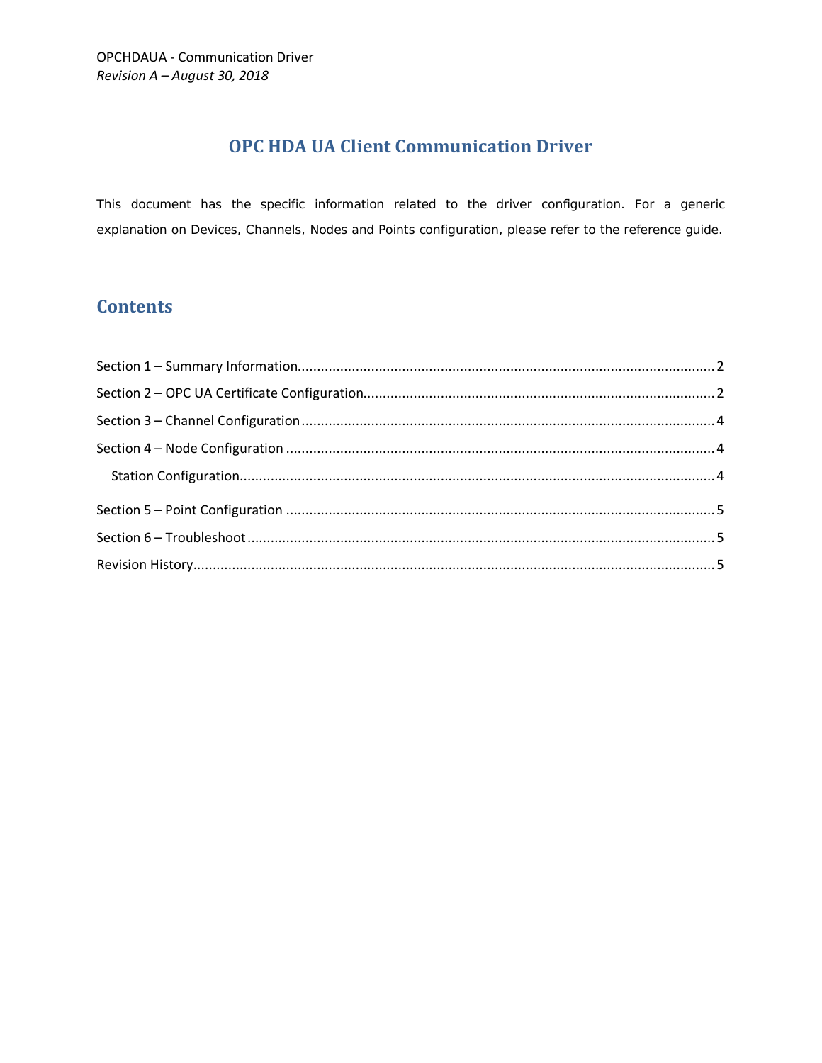OPCHDAUA - Communication Driver

*Revision A – August 30, 2018*

# OPC HDA UA Client Communication Driver

This document has the specific information related to the driver configuration. For a generic explanation on Devices, Channels, Nodes and Points configuration, please refer to the reference guide.

## Contents

Section 1 – Summary Information............................................................2

Section 2 – OPC UA Certificate Configuration............................................................2

Section 3 – Channel Configuration............................................................4

Section 4 – Node Configuration............................................................4

  Station Configuration............................................................4

Section 5 – Point Configuration............................................................5

Section 6 – Troubleshoot............................................................5

Revision History............................................................5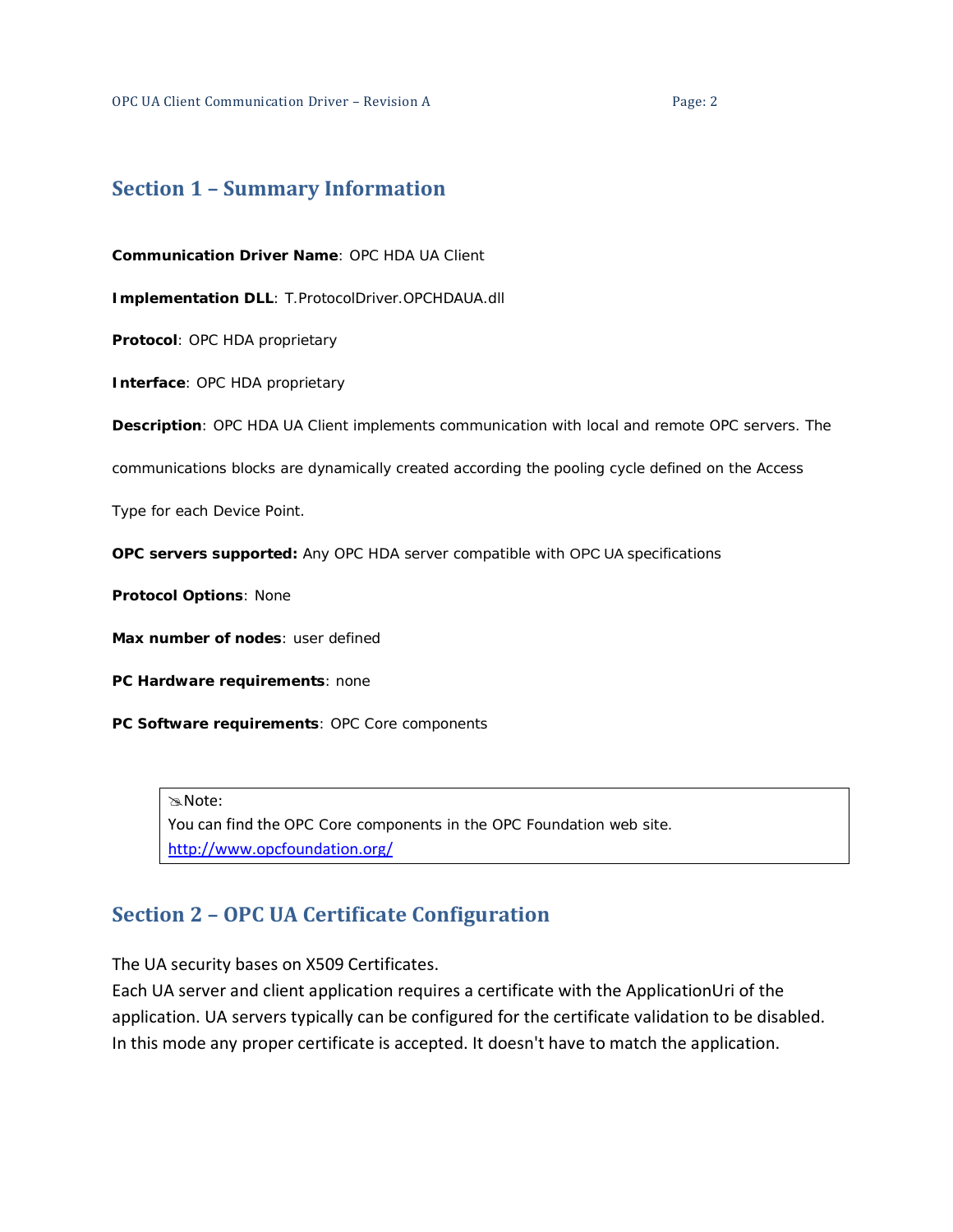## Section 1 – Summary Information

**Communication Driver Name**: OPC HDA UA Client

**Implementation DLL**: T.ProtocolDriver.OPCHDAUA.dll

**Protocol**: OPC HDA proprietary

**Interface**: OPC HDA proprietary

**Description**: OPC HDA UA Client implements communication with local and remote OPC servers. The communications blocks are dynamically created according the pooling cycle defined on the Access Type for each Device Point.

**OPC servers supported:** Any OPC HDA server compatible with OPC UA specifications

**Protocol Options**: None

**Max number of nodes**: user defined

**PC Hardware requirements**: none

**PC Software requirements**: OPC Core components

> Note:
> You can find the OPC Core components in the OPC Foundation web site.
> http://www.opcfoundation.org/

## Section 2 – OPC UA Certificate Configuration

The UA security bases on X509 Certificates.
Each UA server and client application requires a certificate with the ApplicationUri of the application. UA servers typically can be configured for the certificate validation to be disabled. In this mode any proper certificate is accepted. It doesn't have to match the application.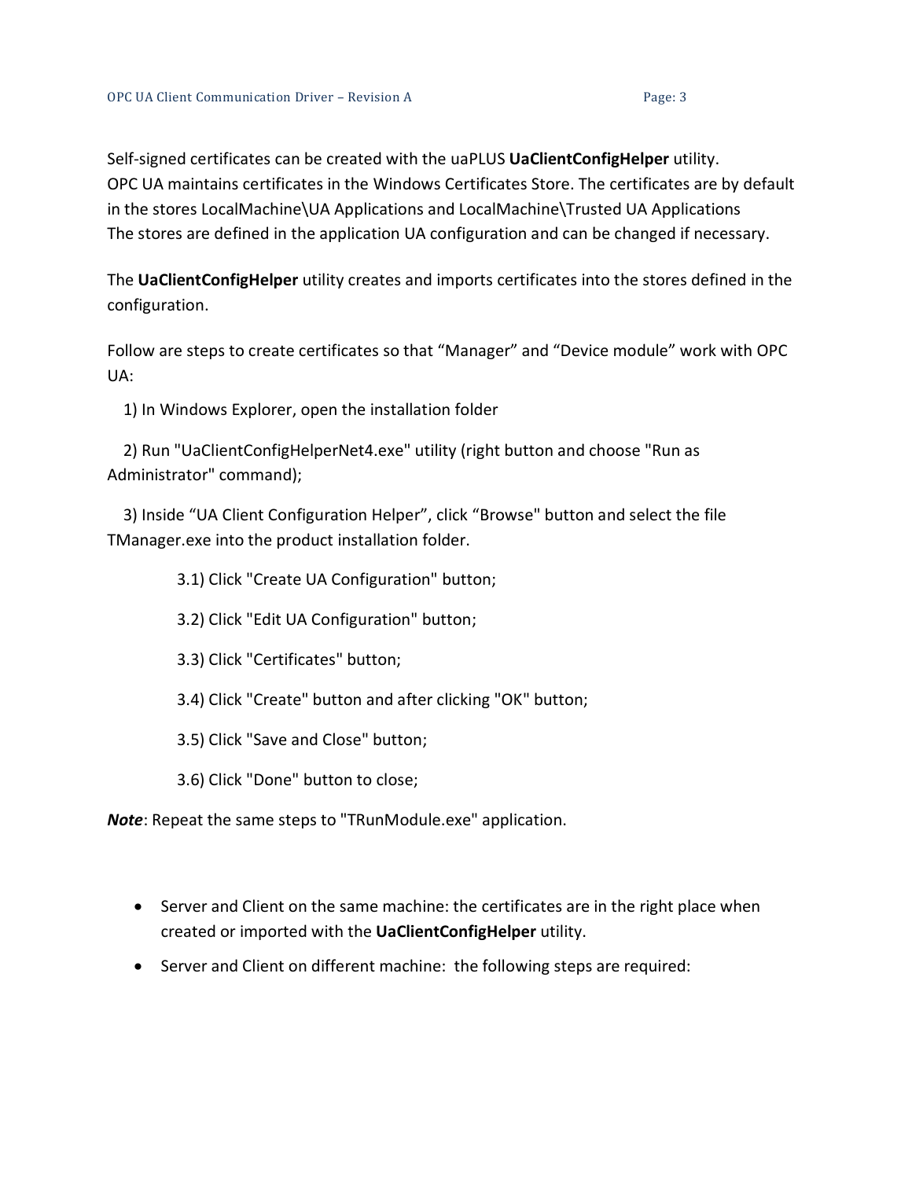Self-signed certificates can be created with the uaPLUS **UaClientConfigHelper** utility.
OPC UA maintains certificates in the Windows Certificates Store. The certificates are by default in the stores LocalMachine\UA Applications and LocalMachine\Trusted UA Applications
The stores are defined in the application UA configuration and can be changed if necessary.

The **UaClientConfigHelper** utility creates and imports certificates into the stores defined in the configuration.

Follow are steps to create certificates so that “Manager” and “Device module” work with OPC UA:

1) In Windows Explorer, open the installation folder

2) Run "UaClientConfigHelperNet4.exe" utility (right button and choose "Run as Administrator" command);

3) Inside “UA Client Configuration Helper”, click “Browse" button and select the file TManager.exe into the product installation folder.

   3.1) Click "Create UA Configuration" button;

   3.2) Click "Edit UA Configuration" button;

   3.3) Click "Certificates" button;

   3.4) Click "Create" button and after clicking "OK" button;

   3.5) Click "Save and Close" button;

   3.6) Click "Done" button to close;

***Note***: Repeat the same steps to "TRunModule.exe" application.

- Server and Client on the same machine: the certificates are in the right place when created or imported with the **UaClientConfigHelper** utility.
- Server and Client on different machine: the following steps are required: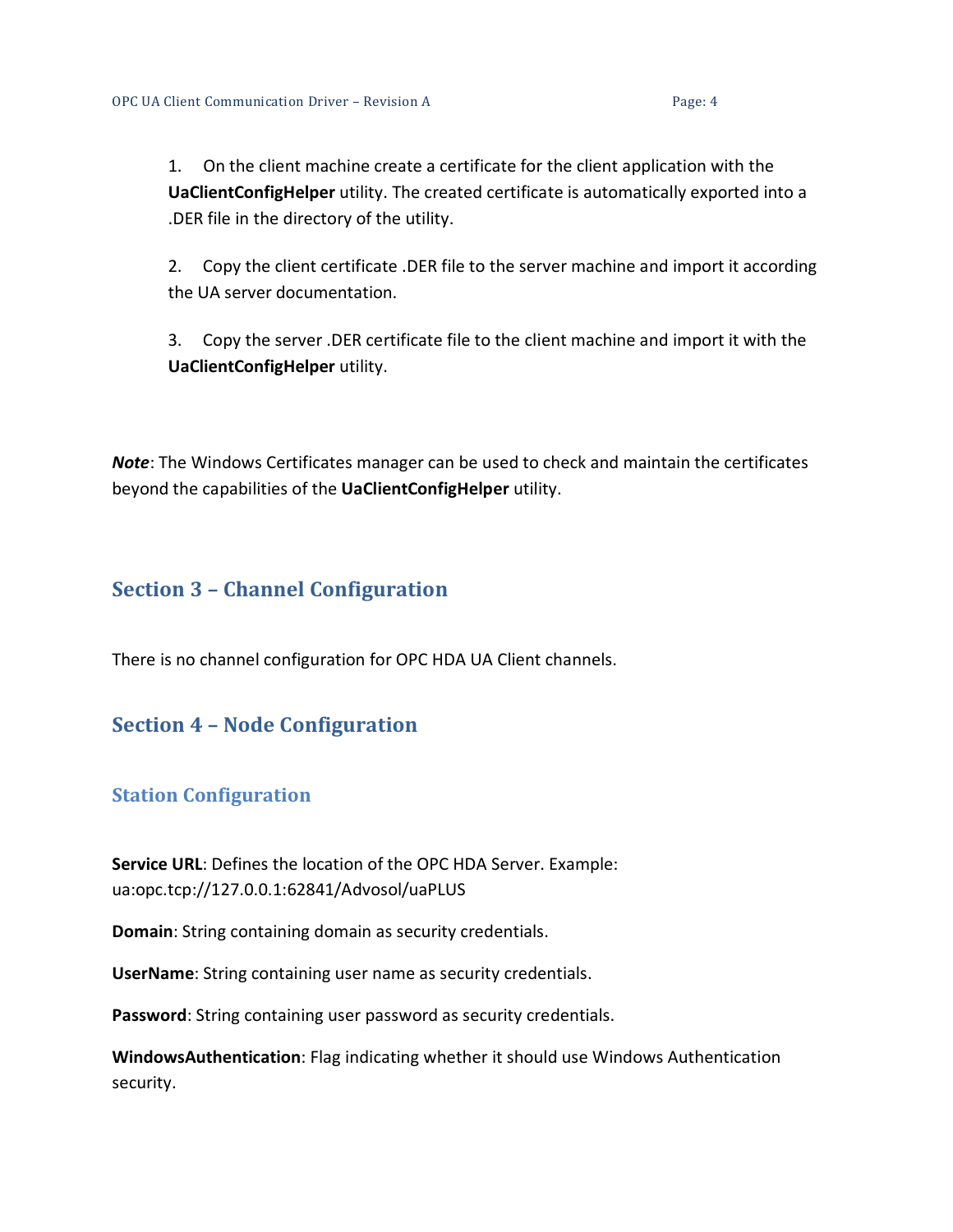1. On the client machine create a certificate for the client application with the **UaClientConfigHelper** utility. The created certificate is automatically exported into a .DER file in the directory of the utility.

2. Copy the client certificate .DER file to the server machine and import it according the UA server documentation.

3. Copy the server .DER certificate file to the client machine and import it with the **UaClientConfigHelper** utility.

***Note***: The Windows Certificates manager can be used to check and maintain the certificates beyond the capabilities of the **UaClientConfigHelper** utility.

## Section 3 – Channel Configuration

There is no channel configuration for OPC HDA UA Client channels.

## Section 4 – Node Configuration

### Station Configuration

**Service URL**: Defines the location of the OPC HDA Server. Example: ua:opc.tcp://127.0.0.1:62841/Advosol/uaPLUS

**Domain**: String containing domain as security credentials.

**UserName**: String containing user name as security credentials.

**Password**: String containing user password as security credentials.

**WindowsAuthentication**: Flag indicating whether it should use Windows Authentication security.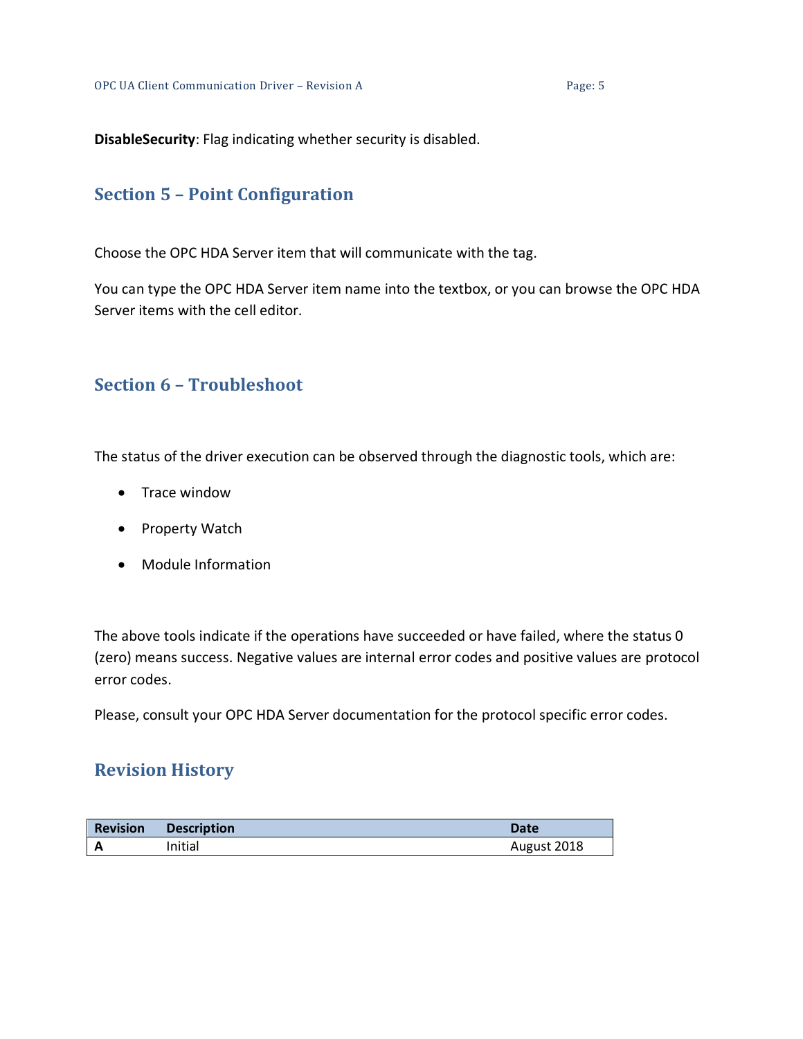**DisableSecurity**: Flag indicating whether security is disabled.

## Section 5 – Point Configuration

Choose the OPC HDA Server item that will communicate with the tag.

You can type the OPC HDA Server item name into the textbox, or you can browse the OPC HDA Server items with the cell editor.

## Section 6 – Troubleshoot

The status of the driver execution can be observed through the diagnostic tools, which are:

- Trace window
- Property Watch
- Module Information

The above tools indicate if the operations have succeeded or have failed, where the status 0 (zero) means success. Negative values are internal error codes and positive values are protocol error codes.

Please, consult your OPC HDA Server documentation for the protocol specific error codes.

## Revision History

| Revision | Description | Date |
|---|---|---|
| **A** | Initial | August 2018 |